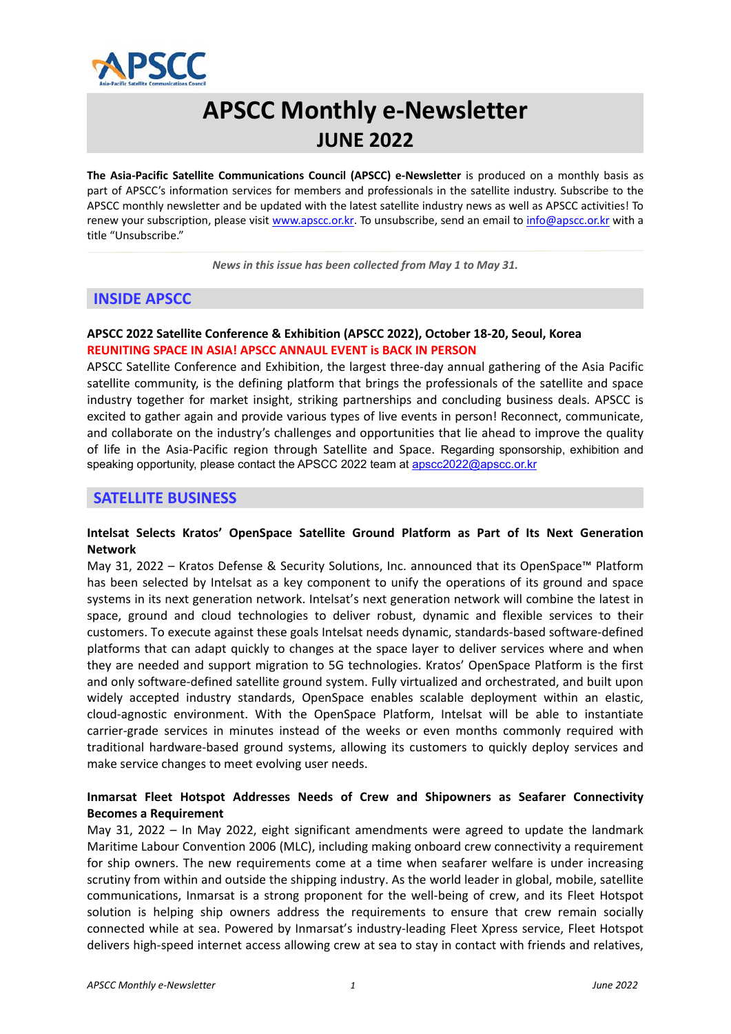# APSCC Monthly e-Newsletter

## JUNE 2022

**The Asia-Pacific Satellite Communications Council (APSCC) e-Newsletter** is produced on a monthly basis as part of APSCC's information services for members and professionals in the satellite industry. Subscribe to the APSCC monthly newsletter and be updated with the latest satellite industry news as well as APSCC activities! To renew your subscription, please visit www.apscc.or.kr. To unsubscribe, send an email to info@apscc.or.kr with a title "Unsubscribe."

*News in this issue has been collected from May 1 to May 31.*

## INSIDE APSCC

**APSCC 2022 Satellite Conference & Exhibition (APSCC 2022), October 18-20, Seoul, Korea**
**REUNITING SPACE IN ASIA! APSCC ANNAUL EVENT is BACK IN PERSON**

APSCC Satellite Conference and Exhibition, the largest three-day annual gathering of the Asia Pacific satellite community, is the defining platform that brings the professionals of the satellite and space industry together for market insight, striking partnerships and concluding business deals. APSCC is excited to gather again and provide various types of live events in person! Reconnect, communicate, and collaborate on the industry's challenges and opportunities that lie ahead to improve the quality of life in the Asia-Pacific region through Satellite and Space. Regarding sponsorship, exhibition and speaking opportunity, please contact the APSCC 2022 team at apscc2022@apscc.or.kr

## SATELLITE BUSINESS

**Intelsat Selects Kratos' OpenSpace Satellite Ground Platform as Part of Its Next Generation Network**

May 31, 2022 – Kratos Defense & Security Solutions, Inc. announced that its OpenSpace™ Platform has been selected by Intelsat as a key component to unify the operations of its ground and space systems in its next generation network. Intelsat's next generation network will combine the latest in space, ground and cloud technologies to deliver robust, dynamic and flexible services to their customers. To execute against these goals Intelsat needs dynamic, standards-based software-defined platforms that can adapt quickly to changes at the space layer to deliver services where and when they are needed and support migration to 5G technologies. Kratos' OpenSpace Platform is the first and only software-defined satellite ground system. Fully virtualized and orchestrated, and built upon widely accepted industry standards, OpenSpace enables scalable deployment within an elastic, cloud-agnostic environment. With the OpenSpace Platform, Intelsat will be able to instantiate carrier-grade services in minutes instead of the weeks or even months commonly required with traditional hardware-based ground systems, allowing its customers to quickly deploy services and make service changes to meet evolving user needs.

**Inmarsat Fleet Hotspot Addresses Needs of Crew and Shipowners as Seafarer Connectivity Becomes a Requirement**

May 31, 2022 – In May 2022, eight significant amendments were agreed to update the landmark Maritime Labour Convention 2006 (MLC), including making onboard crew connectivity a requirement for ship owners. The new requirements come at a time when seafarer welfare is under increasing scrutiny from within and outside the shipping industry. As the world leader in global, mobile, satellite communications, Inmarsat is a strong proponent for the well-being of crew, and its Fleet Hotspot solution is helping ship owners address the requirements to ensure that crew remain socially connected while at sea. Powered by Inmarsat's industry-leading Fleet Xpress service, Fleet Hotspot delivers high-speed internet access allowing crew at sea to stay in contact with friends and relatives,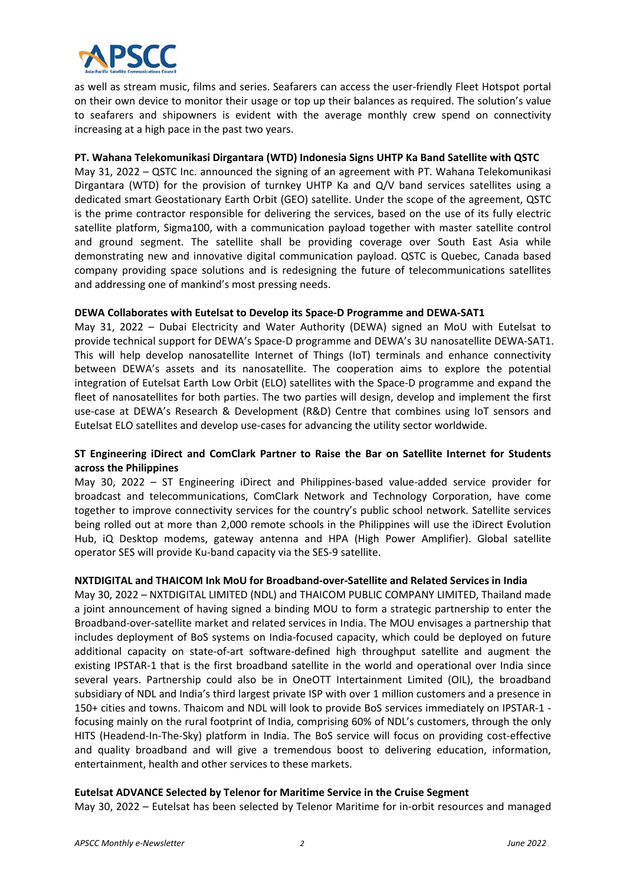as well as stream music, films and series. Seafarers can access the user-friendly Fleet Hotspot portal on their own device to monitor their usage or top up their balances as required. The solution's value to seafarers and shipowners is evident with the average monthly crew spend on connectivity increasing at a high pace in the past two years.

**PT. Wahana Telekomunikasi Dirgantara (WTD) Indonesia Signs UHTP Ka Band Satellite with QSTC**

May 31, 2022 – QSTC Inc. announced the signing of an agreement with PT. Wahana Telekomunikasi Dirgantara (WTD) for the provision of turnkey UHTP Ka and Q/V band services satellites using a dedicated smart Geostationary Earth Orbit (GEO) satellite. Under the scope of the agreement, QSTC is the prime contractor responsible for delivering the services, based on the use of its fully electric satellite platform, Sigma100, with a communication payload together with master satellite control and ground segment. The satellite shall be providing coverage over South East Asia while demonstrating new and innovative digital communication payload. QSTC is Quebec, Canada based company providing space solutions and is redesigning the future of telecommunications satellites and addressing one of mankind's most pressing needs.

**DEWA Collaborates with Eutelsat to Develop its Space-D Programme and DEWA-SAT1**

May 31, 2022 – Dubai Electricity and Water Authority (DEWA) signed an MoU with Eutelsat to provide technical support for DEWA's Space-D programme and DEWA's 3U nanosatellite DEWA-SAT1. This will help develop nanosatellite Internet of Things (IoT) terminals and enhance connectivity between DEWA's assets and its nanosatellite. The cooperation aims to explore the potential integration of Eutelsat Earth Low Orbit (ELO) satellites with the Space-D programme and expand the fleet of nanosatellites for both parties. The two parties will design, develop and implement the first use-case at DEWA's Research & Development (R&D) Centre that combines using IoT sensors and Eutelsat ELO satellites and develop use-cases for advancing the utility sector worldwide.

**ST Engineering iDirect and ComClark Partner to Raise the Bar on Satellite Internet for Students across the Philippines**

May 30, 2022 – ST Engineering iDirect and Philippines-based value-added service provider for broadcast and telecommunications, ComClark Network and Technology Corporation, have come together to improve connectivity services for the country's public school network. Satellite services being rolled out at more than 2,000 remote schools in the Philippines will use the iDirect Evolution Hub, iQ Desktop modems, gateway antenna and HPA (High Power Amplifier). Global satellite operator SES will provide Ku-band capacity via the SES-9 satellite.

**NXTDIGITAL and THAICOM Ink MoU for Broadband-over-Satellite and Related Services in India**

May 30, 2022 – NXTDIGITAL LIMITED (NDL) and THAICOM PUBLIC COMPANY LIMITED, Thailand made a joint announcement of having signed a binding MOU to form a strategic partnership to enter the Broadband-over-satellite market and related services in India. The MOU envisages a partnership that includes deployment of BoS systems on India-focused capacity, which could be deployed on future additional capacity on state-of-art software-defined high throughput satellite and augment the existing IPSTAR-1 that is the first broadband satellite in the world and operational over India since several years. Partnership could also be in OneOTT Intertainment Limited (OIL), the broadband subsidiary of NDL and India's third largest private ISP with over 1 million customers and a presence in 150+ cities and towns. Thaicom and NDL will look to provide BoS services immediately on IPSTAR-1 - focusing mainly on the rural footprint of India, comprising 60% of NDL's customers, through the only HITS (Headend-In-The-Sky) platform in India. The BoS service will focus on providing cost-effective and quality broadband and will give a tremendous boost to delivering education, information, entertainment, health and other services to these markets.

**Eutelsat ADVANCE Selected by Telenor for Maritime Service in the Cruise Segment**

May 30, 2022 – Eutelsat has been selected by Telenor Maritime for in-orbit resources and managed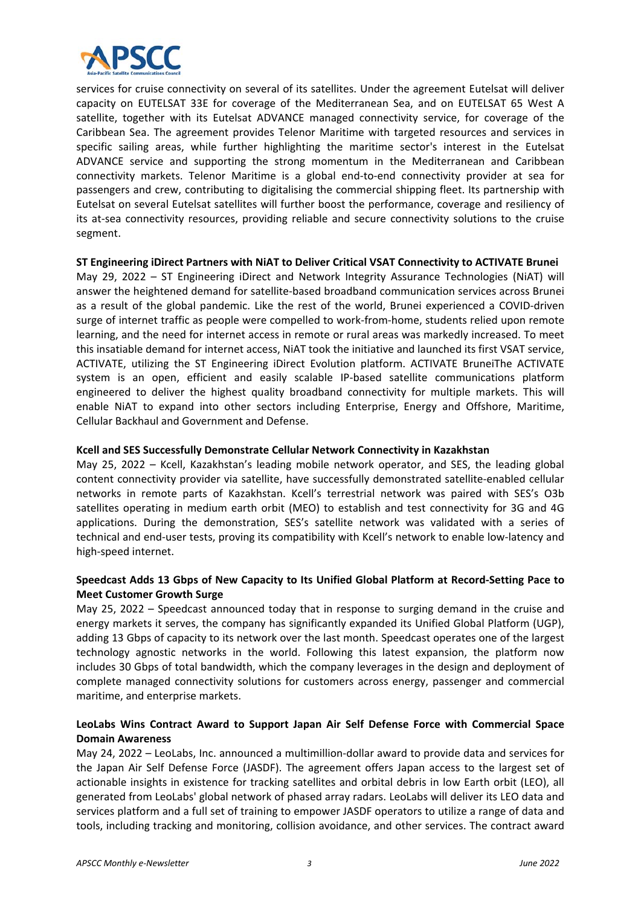services for cruise connectivity on several of its satellites. Under the agreement Eutelsat will deliver capacity on EUTELSAT 33E for coverage of the Mediterranean Sea, and on EUTELSAT 65 West A satellite, together with its Eutelsat ADVANCE managed connectivity service, for coverage of the Caribbean Sea. The agreement provides Telenor Maritime with targeted resources and services in specific sailing areas, while further highlighting the maritime sector's interest in the Eutelsat ADVANCE service and supporting the strong momentum in the Mediterranean and Caribbean connectivity markets. Telenor Maritime is a global end-to-end connectivity provider at sea for passengers and crew, contributing to digitalising the commercial shipping fleet. Its partnership with Eutelsat on several Eutelsat satellites will further boost the performance, coverage and resiliency of its at-sea connectivity resources, providing reliable and secure connectivity solutions to the cruise segment.

**ST Engineering iDirect Partners with NiAT to Deliver Critical VSAT Connectivity to ACTIVATE Brunei**

May 29, 2022 – ST Engineering iDirect and Network Integrity Assurance Technologies (NiAT) will answer the heightened demand for satellite-based broadband communication services across Brunei as a result of the global pandemic. Like the rest of the world, Brunei experienced a COVID-driven surge of internet traffic as people were compelled to work-from-home, students relied upon remote learning, and the need for internet access in remote or rural areas was markedly increased. To meet this insatiable demand for internet access, NiAT took the initiative and launched its first VSAT service, ACTIVATE, utilizing the ST Engineering iDirect Evolution platform. ACTIVATE BruneiThe ACTIVATE system is an open, efficient and easily scalable IP-based satellite communications platform engineered to deliver the highest quality broadband connectivity for multiple markets. This will enable NiAT to expand into other sectors including Enterprise, Energy and Offshore, Maritime, Cellular Backhaul and Government and Defense.

**Kcell and SES Successfully Demonstrate Cellular Network Connectivity in Kazakhstan**

May 25, 2022 – Kcell, Kazakhstan's leading mobile network operator, and SES, the leading global content connectivity provider via satellite, have successfully demonstrated satellite-enabled cellular networks in remote parts of Kazakhstan. Kcell's terrestrial network was paired with SES's O3b satellites operating in medium earth orbit (MEO) to establish and test connectivity for 3G and 4G applications. During the demonstration, SES's satellite network was validated with a series of technical and end-user tests, proving its compatibility with Kcell's network to enable low-latency and high-speed internet.

**Speedcast Adds 13 Gbps of New Capacity to Its Unified Global Platform at Record-Setting Pace to Meet Customer Growth Surge**

May 25, 2022 – Speedcast announced today that in response to surging demand in the cruise and energy markets it serves, the company has significantly expanded its Unified Global Platform (UGP), adding 13 Gbps of capacity to its network over the last month. Speedcast operates one of the largest technology agnostic networks in the world. Following this latest expansion, the platform now includes 30 Gbps of total bandwidth, which the company leverages in the design and deployment of complete managed connectivity solutions for customers across energy, passenger and commercial maritime, and enterprise markets.

**LeoLabs Wins Contract Award to Support Japan Air Self Defense Force with Commercial Space Domain Awareness**

May 24, 2022 – LeoLabs, Inc. announced a multimillion-dollar award to provide data and services for the Japan Air Self Defense Force (JASDF). The agreement offers Japan access to the largest set of actionable insights in existence for tracking satellites and orbital debris in low Earth orbit (LEO), all generated from LeoLabs' global network of phased array radars. LeoLabs will deliver its LEO data and services platform and a full set of training to empower JASDF operators to utilize a range of data and tools, including tracking and monitoring, collision avoidance, and other services. The contract award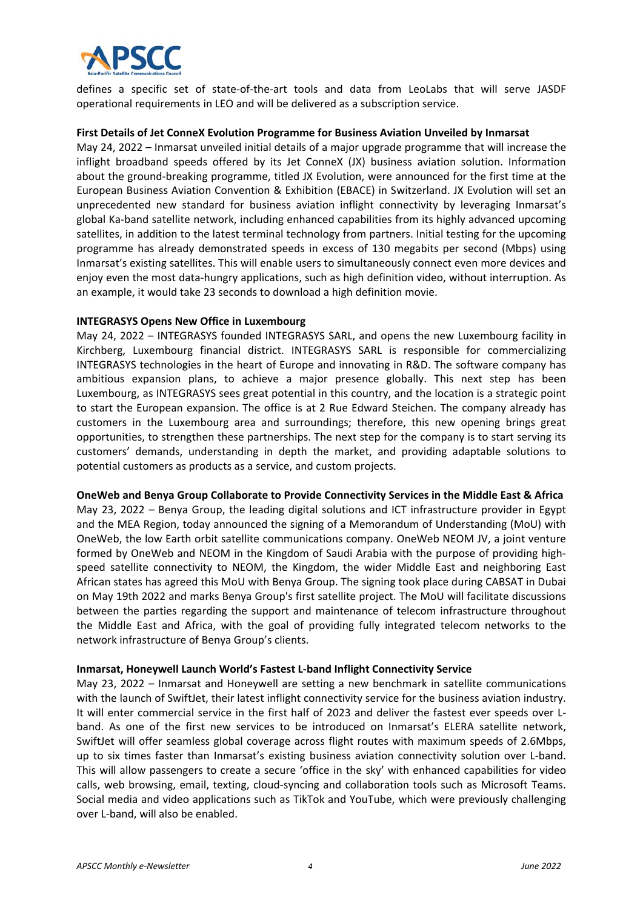defines a specific set of state-of-the-art tools and data from LeoLabs that will serve JASDF operational requirements in LEO and will be delivered as a subscription service.

**First Details of Jet ConneX Evolution Programme for Business Aviation Unveiled by Inmarsat**

May 24, 2022 – Inmarsat unveiled initial details of a major upgrade programme that will increase the inflight broadband speeds offered by its Jet ConneX (JX) business aviation solution. Information about the ground-breaking programme, titled JX Evolution, were announced for the first time at the European Business Aviation Convention & Exhibition (EBACE) in Switzerland. JX Evolution will set an unprecedented new standard for business aviation inflight connectivity by leveraging Inmarsat's global Ka-band satellite network, including enhanced capabilities from its highly advanced upcoming satellites, in addition to the latest terminal technology from partners. Initial testing for the upcoming programme has already demonstrated speeds in excess of 130 megabits per second (Mbps) using Inmarsat's existing satellites. This will enable users to simultaneously connect even more devices and enjoy even the most data-hungry applications, such as high definition video, without interruption. As an example, it would take 23 seconds to download a high definition movie.

**INTEGRASYS Opens New Office in Luxembourg**

May 24, 2022 – INTEGRASYS founded INTEGRASYS SARL, and opens the new Luxembourg facility in Kirchberg, Luxembourg financial district. INTEGRASYS SARL is responsible for commercializing INTEGRASYS technologies in the heart of Europe and innovating in R&D. The software company has ambitious expansion plans, to achieve a major presence globally. This next step has been Luxembourg, as INTEGRASYS sees great potential in this country, and the location is a strategic point to start the European expansion. The office is at 2 Rue Edward Steichen. The company already has customers in the Luxembourg area and surroundings; therefore, this new opening brings great opportunities, to strengthen these partnerships. The next step for the company is to start serving its customers' demands, understanding in depth the market, and providing adaptable solutions to potential customers as products as a service, and custom projects.

**OneWeb and Benya Group Collaborate to Provide Connectivity Services in the Middle East & Africa**

May 23, 2022 – Benya Group, the leading digital solutions and ICT infrastructure provider in Egypt and the MEA Region, today announced the signing of a Memorandum of Understanding (MoU) with OneWeb, the low Earth orbit satellite communications company. OneWeb NEOM JV, a joint venture formed by OneWeb and NEOM in the Kingdom of Saudi Arabia with the purpose of providing high-speed satellite connectivity to NEOM, the Kingdom, the wider Middle East and neighboring East African states has agreed this MoU with Benya Group. The signing took place during CABSAT in Dubai on May 19th 2022 and marks Benya Group's first satellite project. The MoU will facilitate discussions between the parties regarding the support and maintenance of telecom infrastructure throughout the Middle East and Africa, with the goal of providing fully integrated telecom networks to the network infrastructure of Benya Group's clients.

**Inmarsat, Honeywell Launch World's Fastest L-band Inflight Connectivity Service**

May 23, 2022 – Inmarsat and Honeywell are setting a new benchmark in satellite communications with the launch of SwiftJet, their latest inflight connectivity service for the business aviation industry. It will enter commercial service in the first half of 2023 and deliver the fastest ever speeds over L-band. As one of the first new services to be introduced on Inmarsat's ELERA satellite network, SwiftJet will offer seamless global coverage across flight routes with maximum speeds of 2.6Mbps, up to six times faster than Inmarsat's existing business aviation connectivity solution over L-band. This will allow passengers to create a secure 'office in the sky' with enhanced capabilities for video calls, web browsing, email, texting, cloud-syncing and collaboration tools such as Microsoft Teams. Social media and video applications such as TikTok and YouTube, which were previously challenging over L-band, will also be enabled.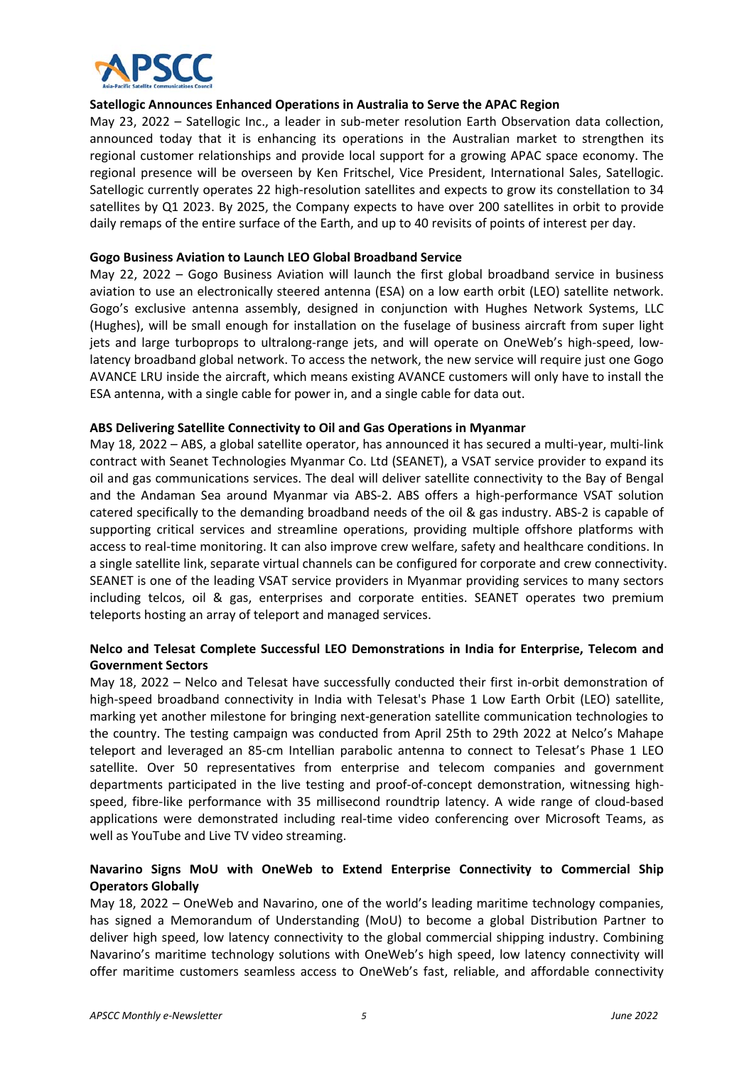**Satellogic Announces Enhanced Operations in Australia to Serve the APAC Region**

May 23, 2022 – Satellogic Inc., a leader in sub-meter resolution Earth Observation data collection, announced today that it is enhancing its operations in the Australian market to strengthen its regional customer relationships and provide local support for a growing APAC space economy. The regional presence will be overseen by Ken Fritschel, Vice President, International Sales, Satellogic. Satellogic currently operates 22 high-resolution satellites and expects to grow its constellation to 34 satellites by Q1 2023. By 2025, the Company expects to have over 200 satellites in orbit to provide daily remaps of the entire surface of the Earth, and up to 40 revisits of points of interest per day.

**Gogo Business Aviation to Launch LEO Global Broadband Service**

May 22, 2022 – Gogo Business Aviation will launch the first global broadband service in business aviation to use an electronically steered antenna (ESA) on a low earth orbit (LEO) satellite network. Gogo's exclusive antenna assembly, designed in conjunction with Hughes Network Systems, LLC (Hughes), will be small enough for installation on the fuselage of business aircraft from super light jets and large turboprops to ultralong-range jets, and will operate on OneWeb's high-speed, low-latency broadband global network. To access the network, the new service will require just one Gogo AVANCE LRU inside the aircraft, which means existing AVANCE customers will only have to install the ESA antenna, with a single cable for power in, and a single cable for data out.

**ABS Delivering Satellite Connectivity to Oil and Gas Operations in Myanmar**

May 18, 2022 – ABS, a global satellite operator, has announced it has secured a multi-year, multi-link contract with Seanet Technologies Myanmar Co. Ltd (SEANET), a VSAT service provider to expand its oil and gas communications services. The deal will deliver satellite connectivity to the Bay of Bengal and the Andaman Sea around Myanmar via ABS-2. ABS offers a high-performance VSAT solution catered specifically to the demanding broadband needs of the oil & gas industry. ABS-2 is capable of supporting critical services and streamline operations, providing multiple offshore platforms with access to real-time monitoring. It can also improve crew welfare, safety and healthcare conditions. In a single satellite link, separate virtual channels can be configured for corporate and crew connectivity. SEANET is one of the leading VSAT service providers in Myanmar providing services to many sectors including telcos, oil & gas, enterprises and corporate entities. SEANET operates two premium teleports hosting an array of teleport and managed services.

**Nelco and Telesat Complete Successful LEO Demonstrations in India for Enterprise, Telecom and Government Sectors**

May 18, 2022 – Nelco and Telesat have successfully conducted their first in-orbit demonstration of high-speed broadband connectivity in India with Telesat's Phase 1 Low Earth Orbit (LEO) satellite, marking yet another milestone for bringing next-generation satellite communication technologies to the country. The testing campaign was conducted from April 25th to 29th 2022 at Nelco's Mahape teleport and leveraged an 85-cm Intellian parabolic antenna to connect to Telesat's Phase 1 LEO satellite. Over 50 representatives from enterprise and telecom companies and government departments participated in the live testing and proof-of-concept demonstration, witnessing high-speed, fibre-like performance with 35 millisecond roundtrip latency. A wide range of cloud-based applications were demonstrated including real-time video conferencing over Microsoft Teams, as well as YouTube and Live TV video streaming.

**Navarino Signs MoU with OneWeb to Extend Enterprise Connectivity to Commercial Ship Operators Globally**

May 18, 2022 – OneWeb and Navarino, one of the world's leading maritime technology companies, has signed a Memorandum of Understanding (MoU) to become a global Distribution Partner to deliver high speed, low latency connectivity to the global commercial shipping industry. Combining Navarino's maritime technology solutions with OneWeb's high speed, low latency connectivity will offer maritime customers seamless access to OneWeb's fast, reliable, and affordable connectivity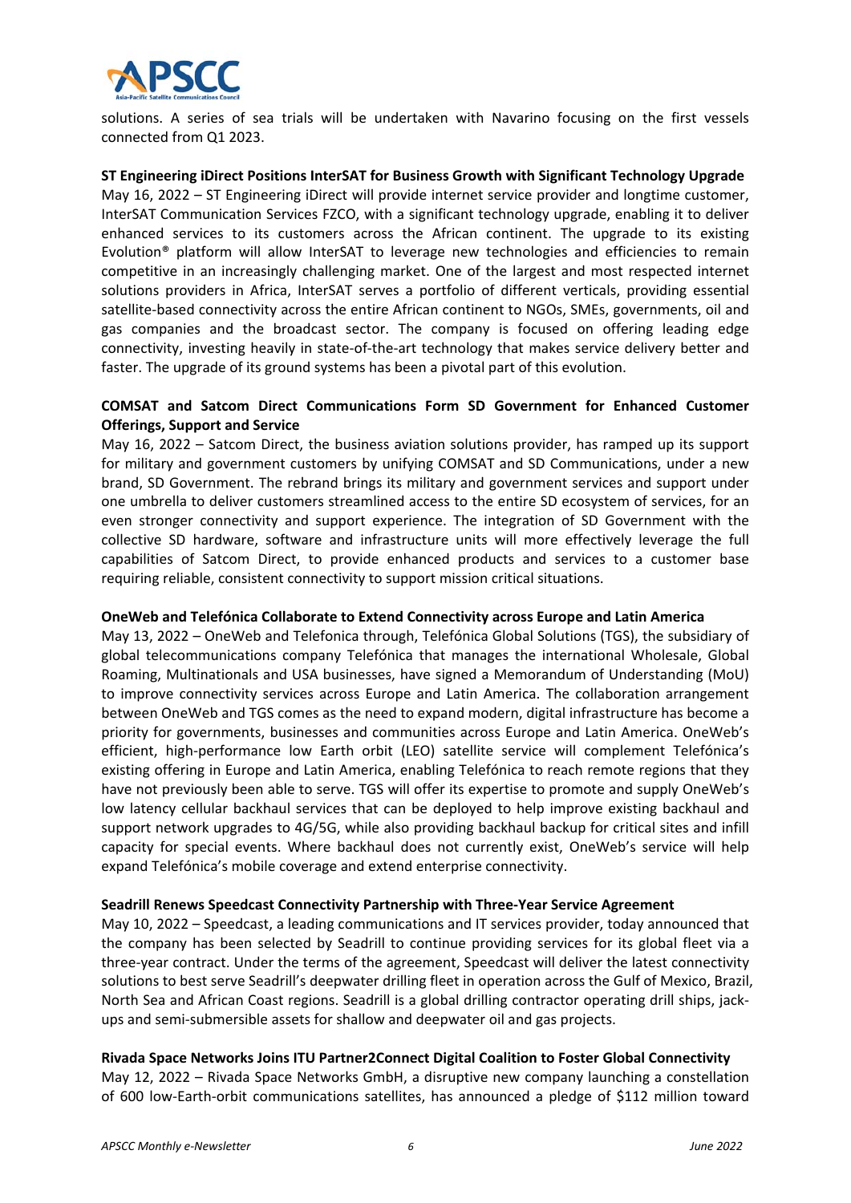solutions. A series of sea trials will be undertaken with Navarino focusing on the first vessels connected from Q1 2023.

**ST Engineering iDirect Positions InterSAT for Business Growth with Significant Technology Upgrade**

May 16, 2022 – ST Engineering iDirect will provide internet service provider and longtime customer, InterSAT Communication Services FZCO, with a significant technology upgrade, enabling it to deliver enhanced services to its customers across the African continent. The upgrade to its existing Evolution® platform will allow InterSAT to leverage new technologies and efficiencies to remain competitive in an increasingly challenging market. One of the largest and most respected internet solutions providers in Africa, InterSAT serves a portfolio of different verticals, providing essential satellite-based connectivity across the entire African continent to NGOs, SMEs, governments, oil and gas companies and the broadcast sector. The company is focused on offering leading edge connectivity, investing heavily in state-of-the-art technology that makes service delivery better and faster. The upgrade of its ground systems has been a pivotal part of this evolution.

**COMSAT and Satcom Direct Communications Form SD Government for Enhanced Customer Offerings, Support and Service**

May 16, 2022 – Satcom Direct, the business aviation solutions provider, has ramped up its support for military and government customers by unifying COMSAT and SD Communications, under a new brand, SD Government. The rebrand brings its military and government services and support under one umbrella to deliver customers streamlined access to the entire SD ecosystem of services, for an even stronger connectivity and support experience. The integration of SD Government with the collective SD hardware, software and infrastructure units will more effectively leverage the full capabilities of Satcom Direct, to provide enhanced products and services to a customer base requiring reliable, consistent connectivity to support mission critical situations.

**OneWeb and Telefónica Collaborate to Extend Connectivity across Europe and Latin America**

May 13, 2022 – OneWeb and Telefonica through, Telefónica Global Solutions (TGS), the subsidiary of global telecommunications company Telefónica that manages the international Wholesale, Global Roaming, Multinationals and USA businesses, have signed a Memorandum of Understanding (MoU) to improve connectivity services across Europe and Latin America. The collaboration arrangement between OneWeb and TGS comes as the need to expand modern, digital infrastructure has become a priority for governments, businesses and communities across Europe and Latin America. OneWeb's efficient, high-performance low Earth orbit (LEO) satellite service will complement Telefónica's existing offering in Europe and Latin America, enabling Telefónica to reach remote regions that they have not previously been able to serve. TGS will offer its expertise to promote and supply OneWeb's low latency cellular backhaul services that can be deployed to help improve existing backhaul and support network upgrades to 4G/5G, while also providing backhaul backup for critical sites and infill capacity for special events. Where backhaul does not currently exist, OneWeb's service will help expand Telefónica's mobile coverage and extend enterprise connectivity.

**Seadrill Renews Speedcast Connectivity Partnership with Three-Year Service Agreement**

May 10, 2022 – Speedcast, a leading communications and IT services provider, today announced that the company has been selected by Seadrill to continue providing services for its global fleet via a three-year contract. Under the terms of the agreement, Speedcast will deliver the latest connectivity solutions to best serve Seadrill's deepwater drilling fleet in operation across the Gulf of Mexico, Brazil, North Sea and African Coast regions. Seadrill is a global drilling contractor operating drill ships, jack-ups and semi-submersible assets for shallow and deepwater oil and gas projects.

**Rivada Space Networks Joins ITU Partner2Connect Digital Coalition to Foster Global Connectivity**

May 12, 2022 – Rivada Space Networks GmbH, a disruptive new company launching a constellation of 600 low-Earth-orbit communications satellites, has announced a pledge of $112 million toward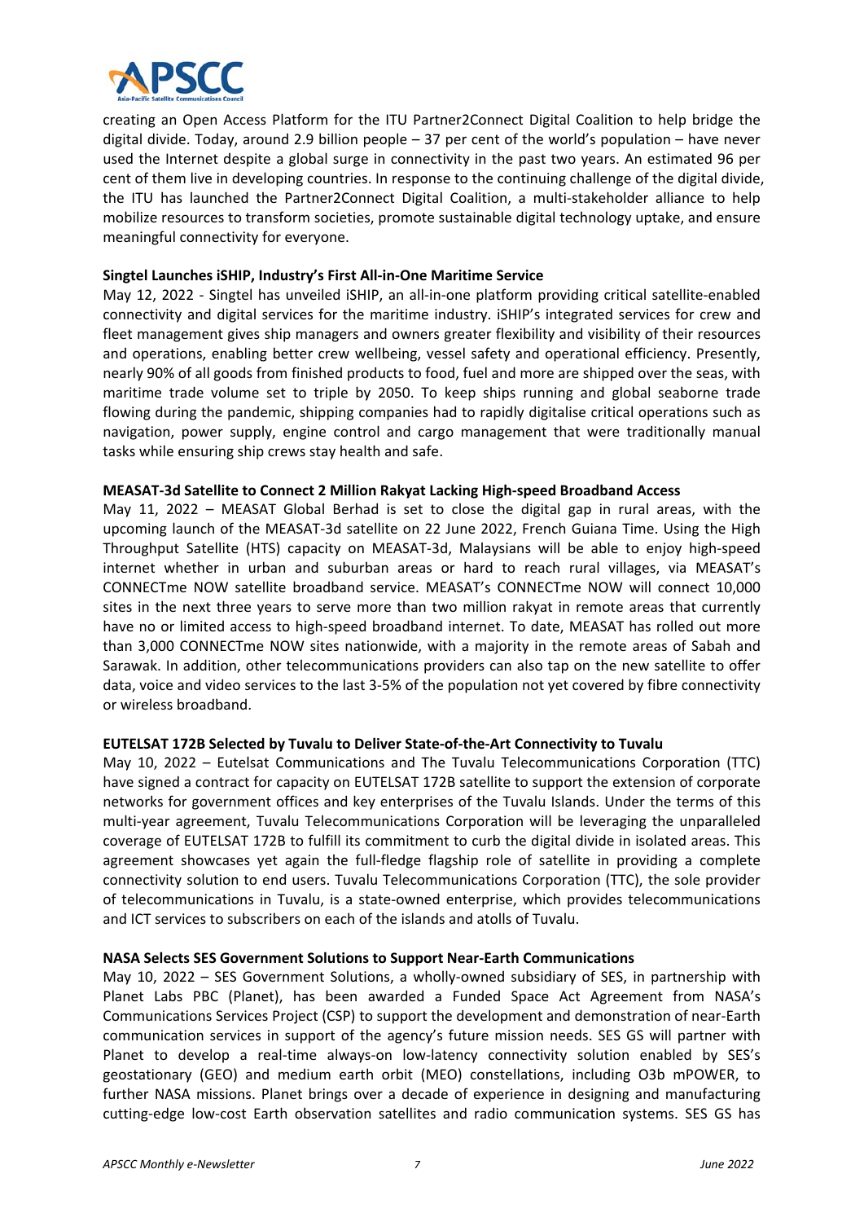creating an Open Access Platform for the ITU Partner2Connect Digital Coalition to help bridge the digital divide. Today, around 2.9 billion people – 37 per cent of the world's population – have never used the Internet despite a global surge in connectivity in the past two years. An estimated 96 per cent of them live in developing countries. In response to the continuing challenge of the digital divide, the ITU has launched the Partner2Connect Digital Coalition, a multi-stakeholder alliance to help mobilize resources to transform societies, promote sustainable digital technology uptake, and ensure meaningful connectivity for everyone.

**Singtel Launches iSHIP, Industry's First All-in-One Maritime Service**

May 12, 2022 - Singtel has unveiled iSHIP, an all-in-one platform providing critical satellite-enabled connectivity and digital services for the maritime industry. iSHIP's integrated services for crew and fleet management gives ship managers and owners greater flexibility and visibility of their resources and operations, enabling better crew wellbeing, vessel safety and operational efficiency. Presently, nearly 90% of all goods from finished products to food, fuel and more are shipped over the seas, with maritime trade volume set to triple by 2050. To keep ships running and global seaborne trade flowing during the pandemic, shipping companies had to rapidly digitalise critical operations such as navigation, power supply, engine control and cargo management that were traditionally manual tasks while ensuring ship crews stay health and safe.

**MEASAT-3d Satellite to Connect 2 Million Rakyat Lacking High-speed Broadband Access**

May 11, 2022 – MEASAT Global Berhad is set to close the digital gap in rural areas, with the upcoming launch of the MEASAT-3d satellite on 22 June 2022, French Guiana Time. Using the High Throughput Satellite (HTS) capacity on MEASAT-3d, Malaysians will be able to enjoy high-speed internet whether in urban and suburban areas or hard to reach rural villages, via MEASAT's CONNECTme NOW satellite broadband service. MEASAT's CONNECTme NOW will connect 10,000 sites in the next three years to serve more than two million rakyat in remote areas that currently have no or limited access to high-speed broadband internet. To date, MEASAT has rolled out more than 3,000 CONNECTme NOW sites nationwide, with a majority in the remote areas of Sabah and Sarawak. In addition, other telecommunications providers can also tap on the new satellite to offer data, voice and video services to the last 3-5% of the population not yet covered by fibre connectivity or wireless broadband.

**EUTELSAT 172B Selected by Tuvalu to Deliver State-of-the-Art Connectivity to Tuvalu**

May 10, 2022 – Eutelsat Communications and The Tuvalu Telecommunications Corporation (TTC) have signed a contract for capacity on EUTELSAT 172B satellite to support the extension of corporate networks for government offices and key enterprises of the Tuvalu Islands. Under the terms of this multi-year agreement, Tuvalu Telecommunications Corporation will be leveraging the unparalleled coverage of EUTELSAT 172B to fulfill its commitment to curb the digital divide in isolated areas. This agreement showcases yet again the full-fledge flagship role of satellite in providing a complete connectivity solution to end users. Tuvalu Telecommunications Corporation (TTC), the sole provider of telecommunications in Tuvalu, is a state-owned enterprise, which provides telecommunications and ICT services to subscribers on each of the islands and atolls of Tuvalu.

**NASA Selects SES Government Solutions to Support Near-Earth Communications**

May 10, 2022 – SES Government Solutions, a wholly-owned subsidiary of SES, in partnership with Planet Labs PBC (Planet), has been awarded a Funded Space Act Agreement from NASA's Communications Services Project (CSP) to support the development and demonstration of near-Earth communication services in support of the agency's future mission needs. SES GS will partner with Planet to develop a real-time always-on low-latency connectivity solution enabled by SES's geostationary (GEO) and medium earth orbit (MEO) constellations, including O3b mPOWER, to further NASA missions. Planet brings over a decade of experience in designing and manufacturing cutting-edge low-cost Earth observation satellites and radio communication systems. SES GS has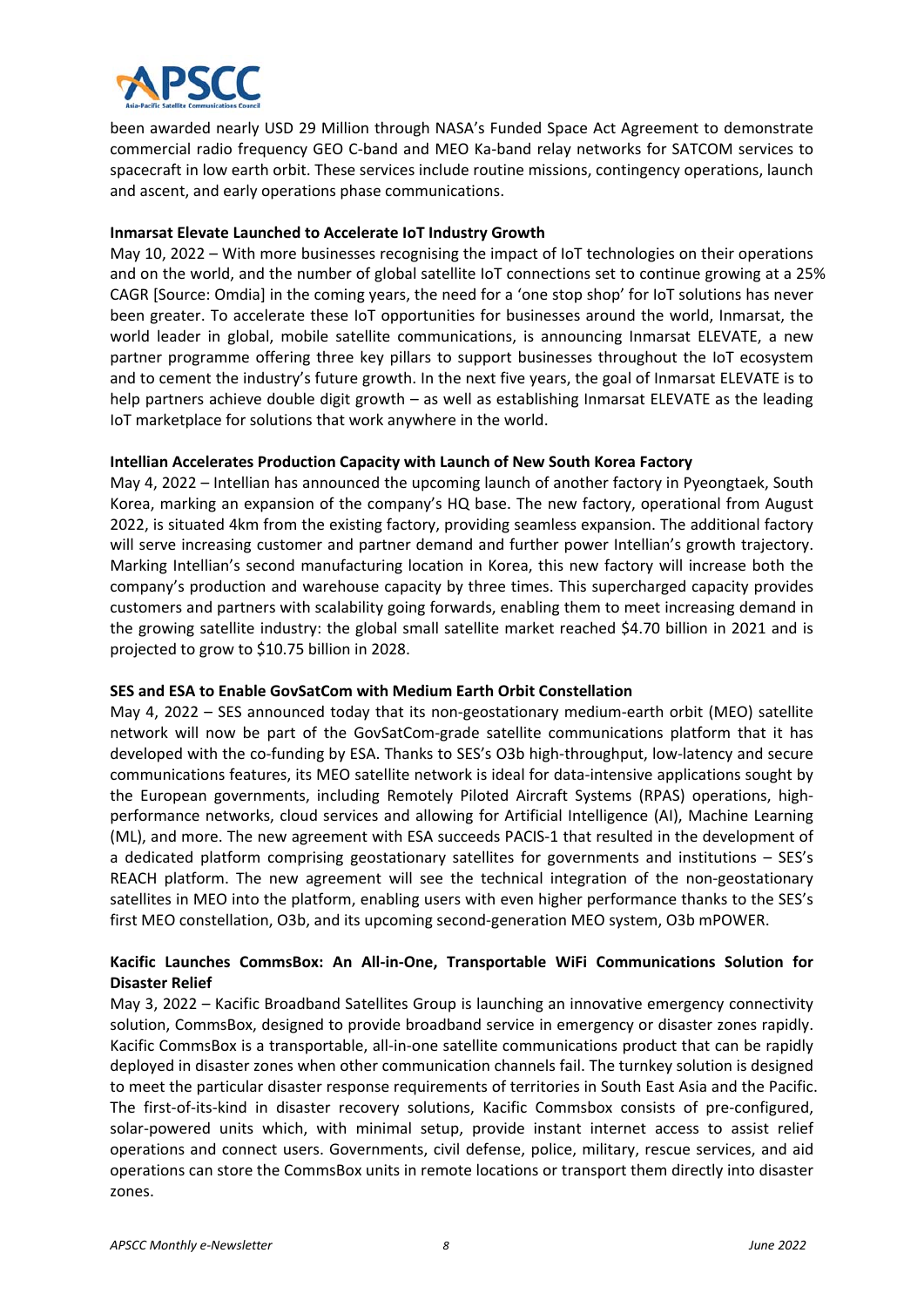been awarded nearly USD 29 Million through NASA's Funded Space Act Agreement to demonstrate commercial radio frequency GEO C-band and MEO Ka-band relay networks for SATCOM services to spacecraft in low earth orbit. These services include routine missions, contingency operations, launch and ascent, and early operations phase communications.

**Inmarsat Elevate Launched to Accelerate IoT Industry Growth**

May 10, 2022 – With more businesses recognising the impact of IoT technologies on their operations and on the world, and the number of global satellite IoT connections set to continue growing at a 25% CAGR [Source: Omdia] in the coming years, the need for a 'one stop shop' for IoT solutions has never been greater. To accelerate these IoT opportunities for businesses around the world, Inmarsat, the world leader in global, mobile satellite communications, is announcing Inmarsat ELEVATE, a new partner programme offering three key pillars to support businesses throughout the IoT ecosystem and to cement the industry's future growth. In the next five years, the goal of Inmarsat ELEVATE is to help partners achieve double digit growth – as well as establishing Inmarsat ELEVATE as the leading IoT marketplace for solutions that work anywhere in the world.

**Intellian Accelerates Production Capacity with Launch of New South Korea Factory**

May 4, 2022 – Intellian has announced the upcoming launch of another factory in Pyeongtaek, South Korea, marking an expansion of the company's HQ base. The new factory, operational from August 2022, is situated 4km from the existing factory, providing seamless expansion. The additional factory will serve increasing customer and partner demand and further power Intellian's growth trajectory. Marking Intellian's second manufacturing location in Korea, this new factory will increase both the company's production and warehouse capacity by three times. This supercharged capacity provides customers and partners with scalability going forwards, enabling them to meet increasing demand in the growing satellite industry: the global small satellite market reached $4.70 billion in 2021 and is projected to grow to $10.75 billion in 2028.

**SES and ESA to Enable GovSatCom with Medium Earth Orbit Constellation**

May 4, 2022 – SES announced today that its non-geostationary medium-earth orbit (MEO) satellite network will now be part of the GovSatCom-grade satellite communications platform that it has developed with the co-funding by ESA. Thanks to SES's O3b high-throughput, low-latency and secure communications features, its MEO satellite network is ideal for data-intensive applications sought by the European governments, including Remotely Piloted Aircraft Systems (RPAS) operations, high-performance networks, cloud services and allowing for Artificial Intelligence (AI), Machine Learning (ML), and more. The new agreement with ESA succeeds PACIS-1 that resulted in the development of a dedicated platform comprising geostationary satellites for governments and institutions – SES's REACH platform. The new agreement will see the technical integration of the non-geostationary satellites in MEO into the platform, enabling users with even higher performance thanks to the SES's first MEO constellation, O3b, and its upcoming second-generation MEO system, O3b mPOWER.

**Kacific Launches CommsBox: An All-in-One, Transportable WiFi Communications Solution for Disaster Relief**

May 3, 2022 – Kacific Broadband Satellites Group is launching an innovative emergency connectivity solution, CommsBox, designed to provide broadband service in emergency or disaster zones rapidly. Kacific CommsBox is a transportable, all-in-one satellite communications product that can be rapidly deployed in disaster zones when other communication channels fail. The turnkey solution is designed to meet the particular disaster response requirements of territories in South East Asia and the Pacific. The first-of-its-kind in disaster recovery solutions, Kacific Commsbox consists of pre-configured, solar-powered units which, with minimal setup, provide instant internet access to assist relief operations and connect users. Governments, civil defense, police, military, rescue services, and aid operations can store the CommsBox units in remote locations or transport them directly into disaster zones.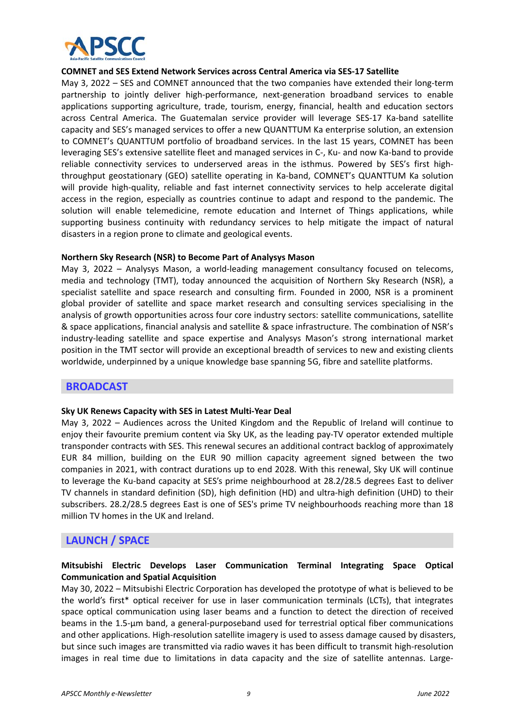**COMNET and SES Extend Network Services across Central America via SES-17 Satellite**

May 3, 2022 – SES and COMNET announced that the two companies have extended their long-term partnership to jointly deliver high-performance, next-generation broadband services to enable applications supporting agriculture, trade, tourism, energy, financial, health and education sectors across Central America. The Guatemalan service provider will leverage SES-17 Ka-band satellite capacity and SES's managed services to offer a new QUANTTUM Ka enterprise solution, an extension to COMNET's QUANTTUM portfolio of broadband services. In the last 15 years, COMNET has been leveraging SES's extensive satellite fleet and managed services in C-, Ku- and now Ka-band to provide reliable connectivity services to underserved areas in the isthmus. Powered by SES's first high-throughput geostationary (GEO) satellite operating in Ka-band, COMNET's QUANTTUM Ka solution will provide high-quality, reliable and fast internet connectivity services to help accelerate digital access in the region, especially as countries continue to adapt and respond to the pandemic. The solution will enable telemedicine, remote education and Internet of Things applications, while supporting business continuity with redundancy services to help mitigate the impact of natural disasters in a region prone to climate and geological events.

**Northern Sky Research (NSR) to Become Part of Analysys Mason**

May 3, 2022 – Analysys Mason, a world-leading management consultancy focused on telecoms, media and technology (TMT), today announced the acquisition of Northern Sky Research (NSR), a specialist satellite and space research and consulting firm. Founded in 2000, NSR is a prominent global provider of satellite and space market research and consulting services specialising in the analysis of growth opportunities across four core industry sectors: satellite communications, satellite & space applications, financial analysis and satellite & space infrastructure. The combination of NSR's industry-leading satellite and space expertise and Analysys Mason's strong international market position in the TMT sector will provide an exceptional breadth of services to new and existing clients worldwide, underpinned by a unique knowledge base spanning 5G, fibre and satellite platforms.

## BROADCAST

**Sky UK Renews Capacity with SES in Latest Multi-Year Deal**

May 3, 2022 – Audiences across the United Kingdom and the Republic of Ireland will continue to enjoy their favourite premium content via Sky UK, as the leading pay-TV operator extended multiple transponder contracts with SES. This renewal secures an additional contract backlog of approximately EUR 84 million, building on the EUR 90 million capacity agreement signed between the two companies in 2021, with contract durations up to end 2028. With this renewal, Sky UK will continue to leverage the Ku-band capacity at SES's prime neighbourhood at 28.2/28.5 degrees East to deliver TV channels in standard definition (SD), high definition (HD) and ultra-high definition (UHD) to their subscribers. 28.2/28.5 degrees East is one of SES's prime TV neighbourhoods reaching more than 18 million TV homes in the UK and Ireland.

## LAUNCH / SPACE

**Mitsubishi Electric Develops Laser Communication Terminal Integrating Space Optical Communication and Spatial Acquisition**

May 30, 2022 – Mitsubishi Electric Corporation has developed the prototype of what is believed to be the world's first* optical receiver for use in laser communication terminals (LCTs), that integrates space optical communication using laser beams and a function to detect the direction of received beams in the 1.5-μm band, a general-purposeband used for terrestrial optical fiber communications and other applications. High-resolution satellite imagery is used to assess damage caused by disasters, but since such images are transmitted via radio waves it has been difficult to transmit high-resolution images in real time due to limitations in data capacity and the size of satellite antennas. Large-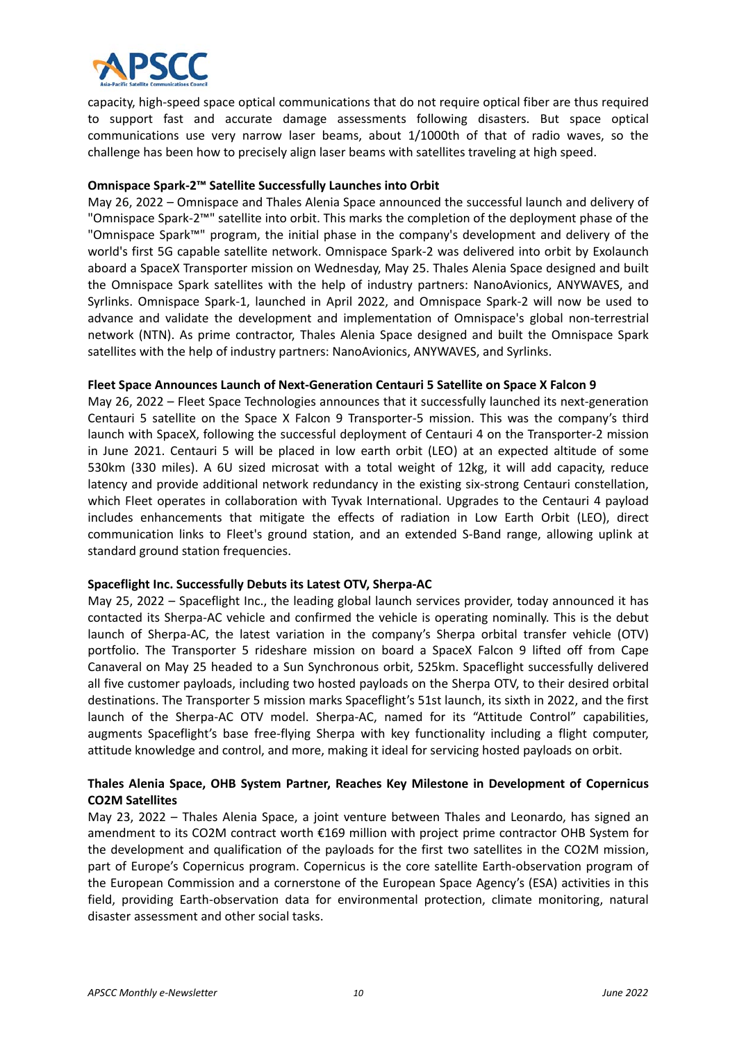capacity, high-speed space optical communications that do not require optical fiber are thus required to support fast and accurate damage assessments following disasters. But space optical communications use very narrow laser beams, about 1/1000th of that of radio waves, so the challenge has been how to precisely align laser beams with satellites traveling at high speed.

**Omnispace Spark-2™ Satellite Successfully Launches into Orbit**

May 26, 2022 – Omnispace and Thales Alenia Space announced the successful launch and delivery of "Omnispace Spark-2™" satellite into orbit. This marks the completion of the deployment phase of the "Omnispace Spark™" program, the initial phase in the company's development and delivery of the world's first 5G capable satellite network. Omnispace Spark-2 was delivered into orbit by Exolaunch aboard a SpaceX Transporter mission on Wednesday, May 25. Thales Alenia Space designed and built the Omnispace Spark satellites with the help of industry partners: NanoAvionics, ANYWAVES, and Syrlinks. Omnispace Spark-1, launched in April 2022, and Omnispace Spark-2 will now be used to advance and validate the development and implementation of Omnispace's global non-terrestrial network (NTN). As prime contractor, Thales Alenia Space designed and built the Omnispace Spark satellites with the help of industry partners: NanoAvionics, ANYWAVES, and Syrlinks.

**Fleet Space Announces Launch of Next-Generation Centauri 5 Satellite on Space X Falcon 9**

May 26, 2022 – Fleet Space Technologies announces that it successfully launched its next-generation Centauri 5 satellite on the Space X Falcon 9 Transporter-5 mission. This was the company's third launch with SpaceX, following the successful deployment of Centauri 4 on the Transporter-2 mission in June 2021. Centauri 5 will be placed in low earth orbit (LEO) at an expected altitude of some 530km (330 miles). A 6U sized microsat with a total weight of 12kg, it will add capacity, reduce latency and provide additional network redundancy in the existing six-strong Centauri constellation, which Fleet operates in collaboration with Tyvak International. Upgrades to the Centauri 4 payload includes enhancements that mitigate the effects of radiation in Low Earth Orbit (LEO), direct communication links to Fleet's ground station, and an extended S-Band range, allowing uplink at standard ground station frequencies.

**Spaceflight Inc. Successfully Debuts its Latest OTV, Sherpa-AC**

May 25, 2022 – Spaceflight Inc., the leading global launch services provider, today announced it has contacted its Sherpa-AC vehicle and confirmed the vehicle is operating nominally. This is the debut launch of Sherpa-AC, the latest variation in the company's Sherpa orbital transfer vehicle (OTV) portfolio. The Transporter 5 rideshare mission on board a SpaceX Falcon 9 lifted off from Cape Canaveral on May 25 headed to a Sun Synchronous orbit, 525km. Spaceflight successfully delivered all five customer payloads, including two hosted payloads on the Sherpa OTV, to their desired orbital destinations. The Transporter 5 mission marks Spaceflight's 51st launch, its sixth in 2022, and the first launch of the Sherpa-AC OTV model. Sherpa-AC, named for its "Attitude Control" capabilities, augments Spaceflight's base free-flying Sherpa with key functionality including a flight computer, attitude knowledge and control, and more, making it ideal for servicing hosted payloads on orbit.

**Thales Alenia Space, OHB System Partner, Reaches Key Milestone in Development of Copernicus CO2M Satellites**

May 23, 2022 – Thales Alenia Space, a joint venture between Thales and Leonardo, has signed an amendment to its CO2M contract worth €169 million with project prime contractor OHB System for the development and qualification of the payloads for the first two satellites in the CO2M mission, part of Europe's Copernicus program. Copernicus is the core satellite Earth-observation program of the European Commission and a cornerstone of the European Space Agency's (ESA) activities in this field, providing Earth-observation data for environmental protection, climate monitoring, natural disaster assessment and other social tasks.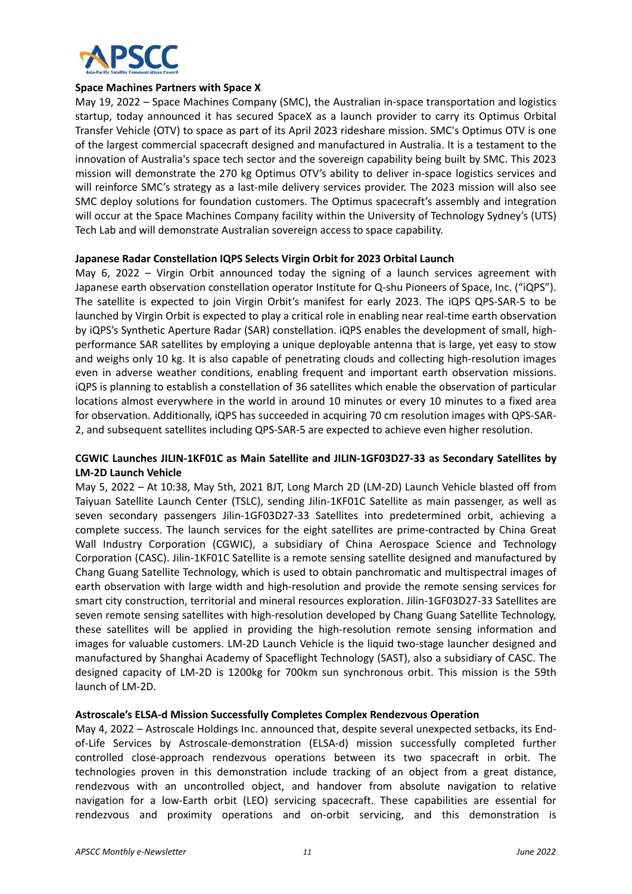**Space Machines Partners with Space X**

May 19, 2022 – Space Machines Company (SMC), the Australian in-space transportation and logistics startup, today announced it has secured SpaceX as a launch provider to carry its Optimus Orbital Transfer Vehicle (OTV) to space as part of its April 2023 rideshare mission. SMC's Optimus OTV is one of the largest commercial spacecraft designed and manufactured in Australia. It is a testament to the innovation of Australia's space tech sector and the sovereign capability being built by SMC. This 2023 mission will demonstrate the 270 kg Optimus OTV's ability to deliver in-space logistics services and will reinforce SMC's strategy as a last-mile delivery services provider. The 2023 mission will also see SMC deploy solutions for foundation customers. The Optimus spacecraft's assembly and integration will occur at the Space Machines Company facility within the University of Technology Sydney's (UTS) Tech Lab and will demonstrate Australian sovereign access to space capability.

**Japanese Radar Constellation IQPS Selects Virgin Orbit for 2023 Orbital Launch**

May 6, 2022 – Virgin Orbit announced today the signing of a launch services agreement with Japanese earth observation constellation operator Institute for Q-shu Pioneers of Space, Inc. ("iQPS"). The satellite is expected to join Virgin Orbit's manifest for early 2023. The iQPS QPS-SAR-5 to be launched by Virgin Orbit is expected to play a critical role in enabling near real-time earth observation by iQPS's Synthetic Aperture Radar (SAR) constellation. iQPS enables the development of small, high-performance SAR satellites by employing a unique deployable antenna that is large, yet easy to stow and weighs only 10 kg. It is also capable of penetrating clouds and collecting high-resolution images even in adverse weather conditions, enabling frequent and important earth observation missions. iQPS is planning to establish a constellation of 36 satellites which enable the observation of particular locations almost everywhere in the world in around 10 minutes or every 10 minutes to a fixed area for observation. Additionally, iQPS has succeeded in acquiring 70 cm resolution images with QPS-SAR-2, and subsequent satellites including QPS-SAR-5 are expected to achieve even higher resolution.

**CGWIC Launches JILIN-1KF01C as Main Satellite and JILIN-1GF03D27-33 as Secondary Satellites by LM-2D Launch Vehicle**

May 5, 2022 – At 10:38, May 5th, 2021 BJT, Long March 2D (LM-2D) Launch Vehicle blasted off from Taiyuan Satellite Launch Center (TSLC), sending Jilin-1KF01C Satellite as main passenger, as well as seven secondary passengers Jilin-1GF03D27-33 Satellites into predetermined orbit, achieving a complete success. The launch services for the eight satellites are prime-contracted by China Great Wall Industry Corporation (CGWIC), a subsidiary of China Aerospace Science and Technology Corporation (CASC). Jilin-1KF01C Satellite is a remote sensing satellite designed and manufactured by Chang Guang Satellite Technology, which is used to obtain panchromatic and multispectral images of earth observation with large width and high-resolution and provide the remote sensing services for smart city construction, territorial and mineral resources exploration. Jilin-1GF03D27-33 Satellites are seven remote sensing satellites with high-resolution developed by Chang Guang Satellite Technology, these satellites will be applied in providing the high-resolution remote sensing information and images for valuable customers. LM-2D Launch Vehicle is the liquid two-stage launcher designed and manufactured by Shanghai Academy of Spaceflight Technology (SAST), also a subsidiary of CASC. The designed capacity of LM-2D is 1200kg for 700km sun synchronous orbit. This mission is the 59th launch of LM-2D.

**Astroscale's ELSA-d Mission Successfully Completes Complex Rendezvous Operation**

May 4, 2022 – Astroscale Holdings Inc. announced that, despite several unexpected setbacks, its End-of-Life Services by Astroscale-demonstration (ELSA-d) mission successfully completed further controlled close-approach rendezvous operations between its two spacecraft in orbit. The technologies proven in this demonstration include tracking of an object from a great distance, rendezvous with an uncontrolled object, and handover from absolute navigation to relative navigation for a low-Earth orbit (LEO) servicing spacecraft. These capabilities are essential for rendezvous and proximity operations and on-orbit servicing, and this demonstration is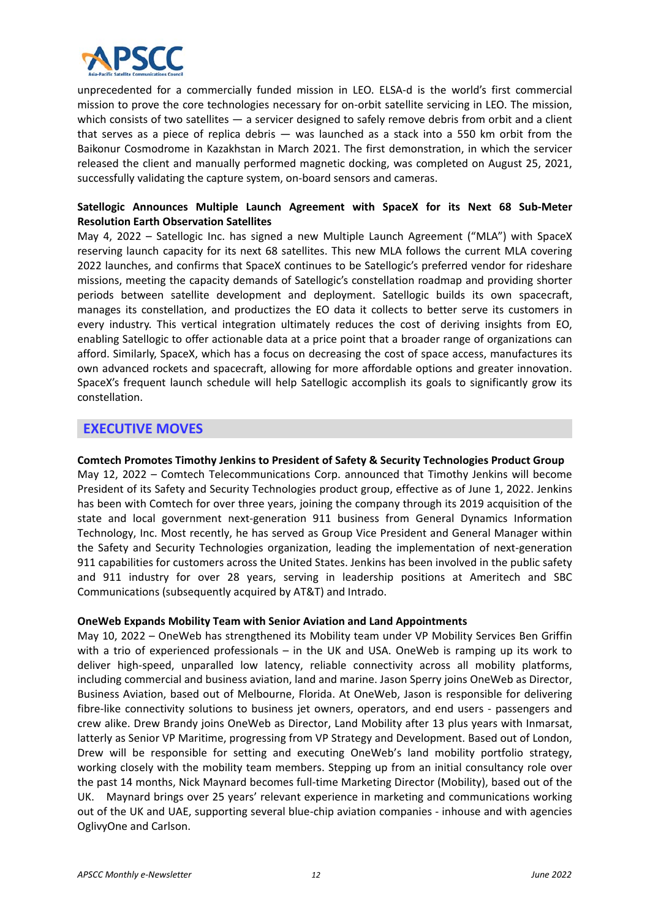unprecedented for a commercially funded mission in LEO. ELSA-d is the world's first commercial mission to prove the core technologies necessary for on-orbit satellite servicing in LEO. The mission, which consists of two satellites — a servicer designed to safely remove debris from orbit and a client that serves as a piece of replica debris — was launched as a stack into a 550 km orbit from the Baikonur Cosmodrome in Kazakhstan in March 2021. The first demonstration, in which the servicer released the client and manually performed magnetic docking, was completed on August 25, 2021, successfully validating the capture system, on-board sensors and cameras.

**Satellogic Announces Multiple Launch Agreement with SpaceX for its Next 68 Sub-Meter Resolution Earth Observation Satellites**

May 4, 2022 – Satellogic Inc. has signed a new Multiple Launch Agreement ("MLA") with SpaceX reserving launch capacity for its next 68 satellites. This new MLA follows the current MLA covering 2022 launches, and confirms that SpaceX continues to be Satellogic's preferred vendor for rideshare missions, meeting the capacity demands of Satellogic's constellation roadmap and providing shorter periods between satellite development and deployment. Satellogic builds its own spacecraft, manages its constellation, and productizes the EO data it collects to better serve its customers in every industry. This vertical integration ultimately reduces the cost of deriving insights from EO, enabling Satellogic to offer actionable data at a price point that a broader range of organizations can afford. Similarly, SpaceX, which has a focus on decreasing the cost of space access, manufactures its own advanced rockets and spacecraft, allowing for more affordable options and greater innovation. SpaceX's frequent launch schedule will help Satellogic accomplish its goals to significantly grow its constellation.

## EXECUTIVE MOVES

**Comtech Promotes Timothy Jenkins to President of Safety & Security Technologies Product Group**

May 12, 2022 – Comtech Telecommunications Corp. announced that Timothy Jenkins will become President of its Safety and Security Technologies product group, effective as of June 1, 2022. Jenkins has been with Comtech for over three years, joining the company through its 2019 acquisition of the state and local government next-generation 911 business from General Dynamics Information Technology, Inc. Most recently, he has served as Group Vice President and General Manager within the Safety and Security Technologies organization, leading the implementation of next-generation 911 capabilities for customers across the United States. Jenkins has been involved in the public safety and 911 industry for over 28 years, serving in leadership positions at Ameritech and SBC Communications (subsequently acquired by AT&T) and Intrado.

**OneWeb Expands Mobility Team with Senior Aviation and Land Appointments**

May 10, 2022 – OneWeb has strengthened its Mobility team under VP Mobility Services Ben Griffin with a trio of experienced professionals – in the UK and USA. OneWeb is ramping up its work to deliver high-speed, unparalled low latency, reliable connectivity across all mobility platforms, including commercial and business aviation, land and marine. Jason Sperry joins OneWeb as Director, Business Aviation, based out of Melbourne, Florida. At OneWeb, Jason is responsible for delivering fibre-like connectivity solutions to business jet owners, operators, and end users - passengers and crew alike. Drew Brandy joins OneWeb as Director, Land Mobility after 13 plus years with Inmarsat, latterly as Senior VP Maritime, progressing from VP Strategy and Development. Based out of London, Drew will be responsible for setting and executing OneWeb's land mobility portfolio strategy, working closely with the mobility team members. Stepping up from an initial consultancy role over the past 14 months, Nick Maynard becomes full-time Marketing Director (Mobility), based out of the UK. Maynard brings over 25 years' relevant experience in marketing and communications working out of the UK and UAE, supporting several blue-chip aviation companies - inhouse and with agencies OglivyOne and Carlson.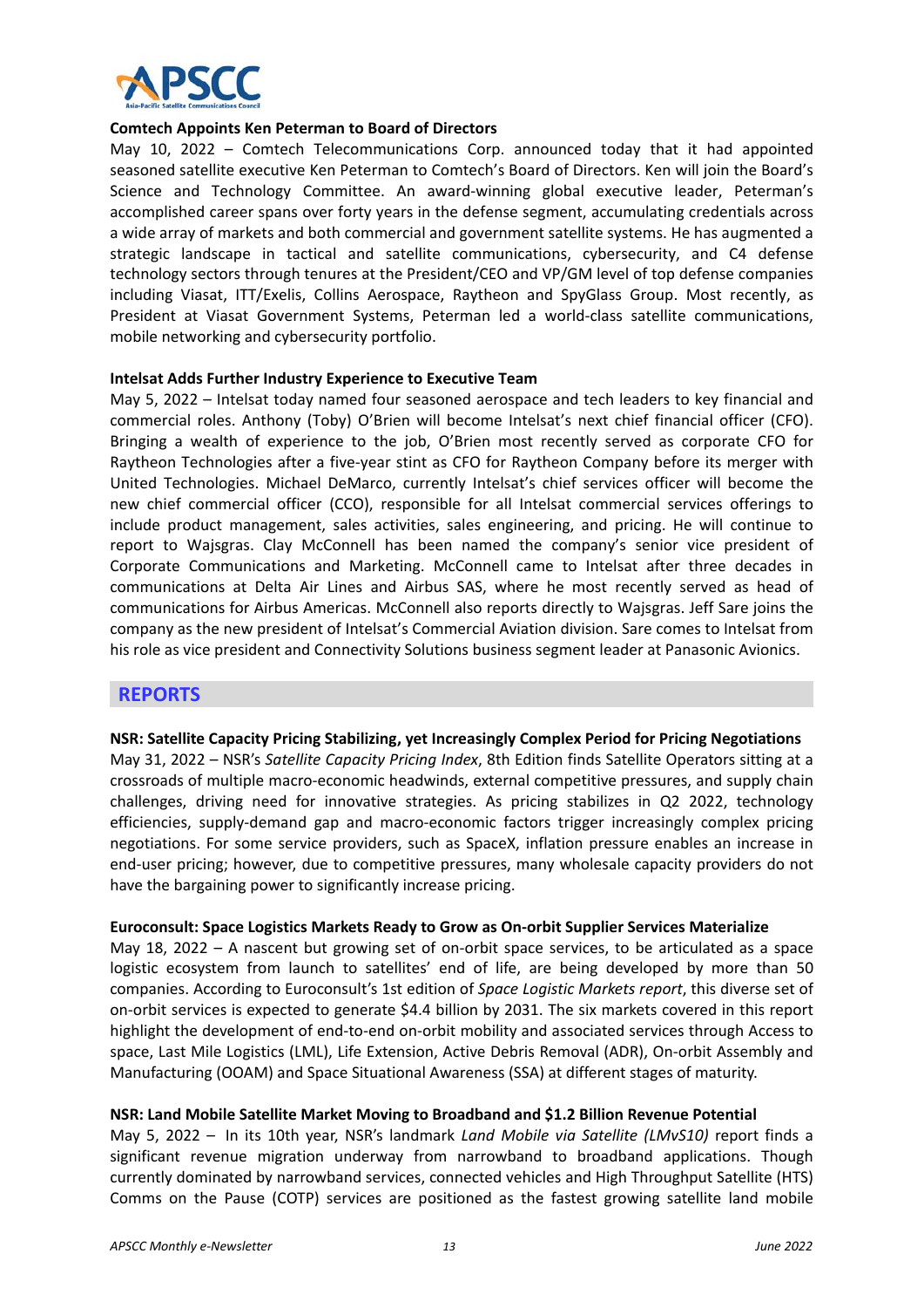**Comtech Appoints Ken Peterman to Board of Directors**

May 10, 2022 – Comtech Telecommunications Corp. announced today that it had appointed seasoned satellite executive Ken Peterman to Comtech's Board of Directors. Ken will join the Board's Science and Technology Committee. An award-winning global executive leader, Peterman's accomplished career spans over forty years in the defense segment, accumulating credentials across a wide array of markets and both commercial and government satellite systems. He has augmented a strategic landscape in tactical and satellite communications, cybersecurity, and C4 defense technology sectors through tenures at the President/CEO and VP/GM level of top defense companies including Viasat, ITT/Exelis, Collins Aerospace, Raytheon and SpyGlass Group. Most recently, as President at Viasat Government Systems, Peterman led a world-class satellite communications, mobile networking and cybersecurity portfolio.

**Intelsat Adds Further Industry Experience to Executive Team**

May 5, 2022 – Intelsat today named four seasoned aerospace and tech leaders to key financial and commercial roles. Anthony (Toby) O'Brien will become Intelsat's next chief financial officer (CFO). Bringing a wealth of experience to the job, O'Brien most recently served as corporate CFO for Raytheon Technologies after a five-year stint as CFO for Raytheon Company before its merger with United Technologies. Michael DeMarco, currently Intelsat's chief services officer will become the new chief commercial officer (CCO), responsible for all Intelsat commercial services offerings to include product management, sales activities, sales engineering, and pricing. He will continue to report to Wajsgras. Clay McConnell has been named the company's senior vice president of Corporate Communications and Marketing. McConnell came to Intelsat after three decades in communications at Delta Air Lines and Airbus SAS, where he most recently served as head of communications for Airbus Americas. McConnell also reports directly to Wajsgras. Jeff Sare joins the company as the new president of Intelsat's Commercial Aviation division. Sare comes to Intelsat from his role as vice president and Connectivity Solutions business segment leader at Panasonic Avionics.

## REPORTS

**NSR: Satellite Capacity Pricing Stabilizing, yet Increasingly Complex Period for Pricing Negotiations**

May 31, 2022 – NSR's *Satellite Capacity Pricing Index*, 8th Edition finds Satellite Operators sitting at a crossroads of multiple macro-economic headwinds, external competitive pressures, and supply chain challenges, driving need for innovative strategies. As pricing stabilizes in Q2 2022, technology efficiencies, supply-demand gap and macro-economic factors trigger increasingly complex pricing negotiations. For some service providers, such as SpaceX, inflation pressure enables an increase in end-user pricing; however, due to competitive pressures, many wholesale capacity providers do not have the bargaining power to significantly increase pricing.

**Euroconsult: Space Logistics Markets Ready to Grow as On-orbit Supplier Services Materialize**

May 18, 2022 – A nascent but growing set of on-orbit space services, to be articulated as a space logistic ecosystem from launch to satellites' end of life, are being developed by more than 50 companies. According to Euroconsult's 1st edition of *Space Logistic Markets report*, this diverse set of on-orbit services is expected to generate $4.4 billion by 2031. The six markets covered in this report highlight the development of end-to-end on-orbit mobility and associated services through Access to space, Last Mile Logistics (LML), Life Extension, Active Debris Removal (ADR), On-orbit Assembly and Manufacturing (OOAM) and Space Situational Awareness (SSA) at different stages of maturity.

**NSR: Land Mobile Satellite Market Moving to Broadband and $1.2 Billion Revenue Potential**

May 5, 2022 – In its 10th year, NSR's landmark *Land Mobile via Satellite (LMvS10)* report finds a significant revenue migration underway from narrowband to broadband applications. Though currently dominated by narrowband services, connected vehicles and High Throughput Satellite (HTS) Comms on the Pause (COTP) services are positioned as the fastest growing satellite land mobile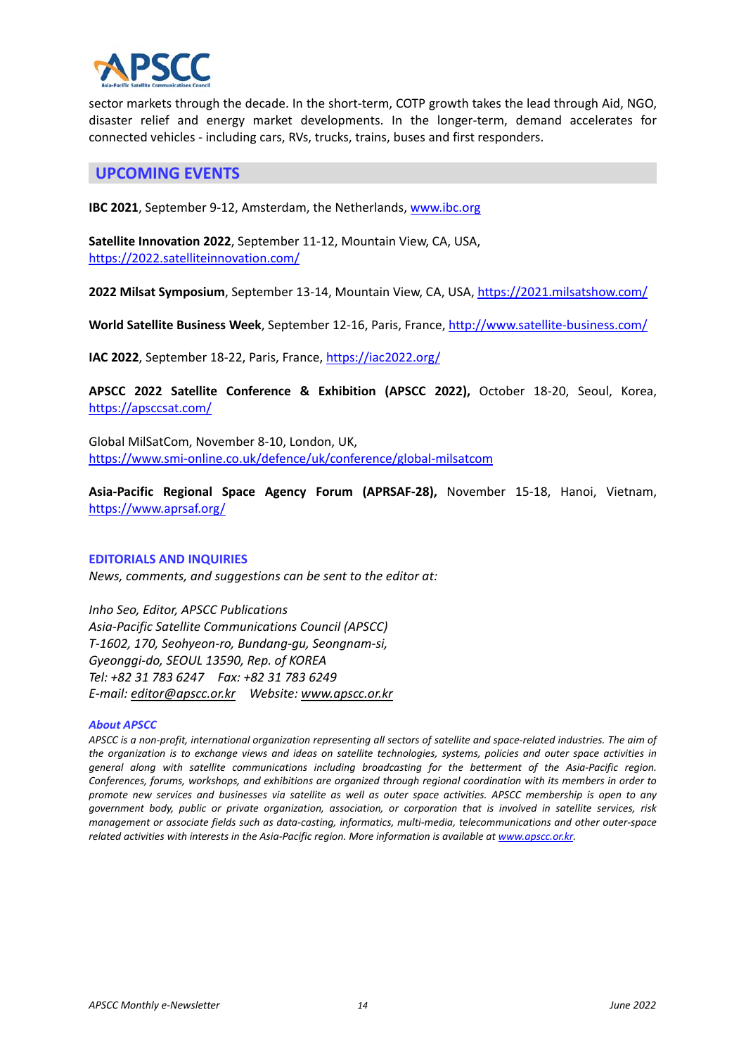sector markets through the decade. In the short-term, COTP growth takes the lead through Aid, NGO, disaster relief and energy market developments. In the longer-term, demand accelerates for connected vehicles - including cars, RVs, trucks, trains, buses and first responders.

## UPCOMING EVENTS

**IBC 2021**, September 9-12, Amsterdam, the Netherlands, www.ibc.org

**Satellite Innovation 2022**, September 11-12, Mountain View, CA, USA, https://2022.satelliteinnovation.com/

**2022 Milsat Symposium**, September 13-14, Mountain View, CA, USA, https://2021.milsatshow.com/

**World Satellite Business Week**, September 12-16, Paris, France, http://www.satellite-business.com/

**IAC 2022**, September 18-22, Paris, France, https://iac2022.org/

**APSCC 2022 Satellite Conference & Exhibition (APSCC 2022),** October 18-20, Seoul, Korea, https://apsccsat.com/

Global MilSatCom, November 8-10, London, UK, https://www.smi-online.co.uk/defence/uk/conference/global-milsatcom

**Asia-Pacific Regional Space Agency Forum (APRSAF-28),** November 15-18, Hanoi, Vietnam, https://www.aprsaf.org/

### EDITORIALS AND INQUIRIES

*News, comments, and suggestions can be sent to the editor at:*

*Inho Seo, Editor, APSCC Publications*
*Asia-Pacific Satellite Communications Council (APSCC)*
*T-1602, 170, Seohyeon-ro, Bundang-gu, Seongnam-si,*
*Gyeonggi-do, SEOUL 13590, Rep. of KOREA*
*Tel: +82 31 783 6247 Fax: +82 31 783 6249*
*E-mail: editor@apscc.or.kr Website: www.apscc.or.kr*

***About APSCC***

*APSCC is a non-profit, international organization representing all sectors of satellite and space-related industries. The aim of the organization is to exchange views and ideas on satellite technologies, systems, policies and outer space activities in general along with satellite communications including broadcasting for the betterment of the Asia-Pacific region. Conferences, forums, workshops, and exhibitions are organized through regional coordination with its members in order to promote new services and businesses via satellite as well as outer space activities. APSCC membership is open to any government body, public or private organization, association, or corporation that is involved in satellite services, risk management or associate fields such as data-casting, informatics, multi-media, telecommunications and other outer-space related activities with interests in the Asia-Pacific region. More information is available at www.apscc.or.kr.*